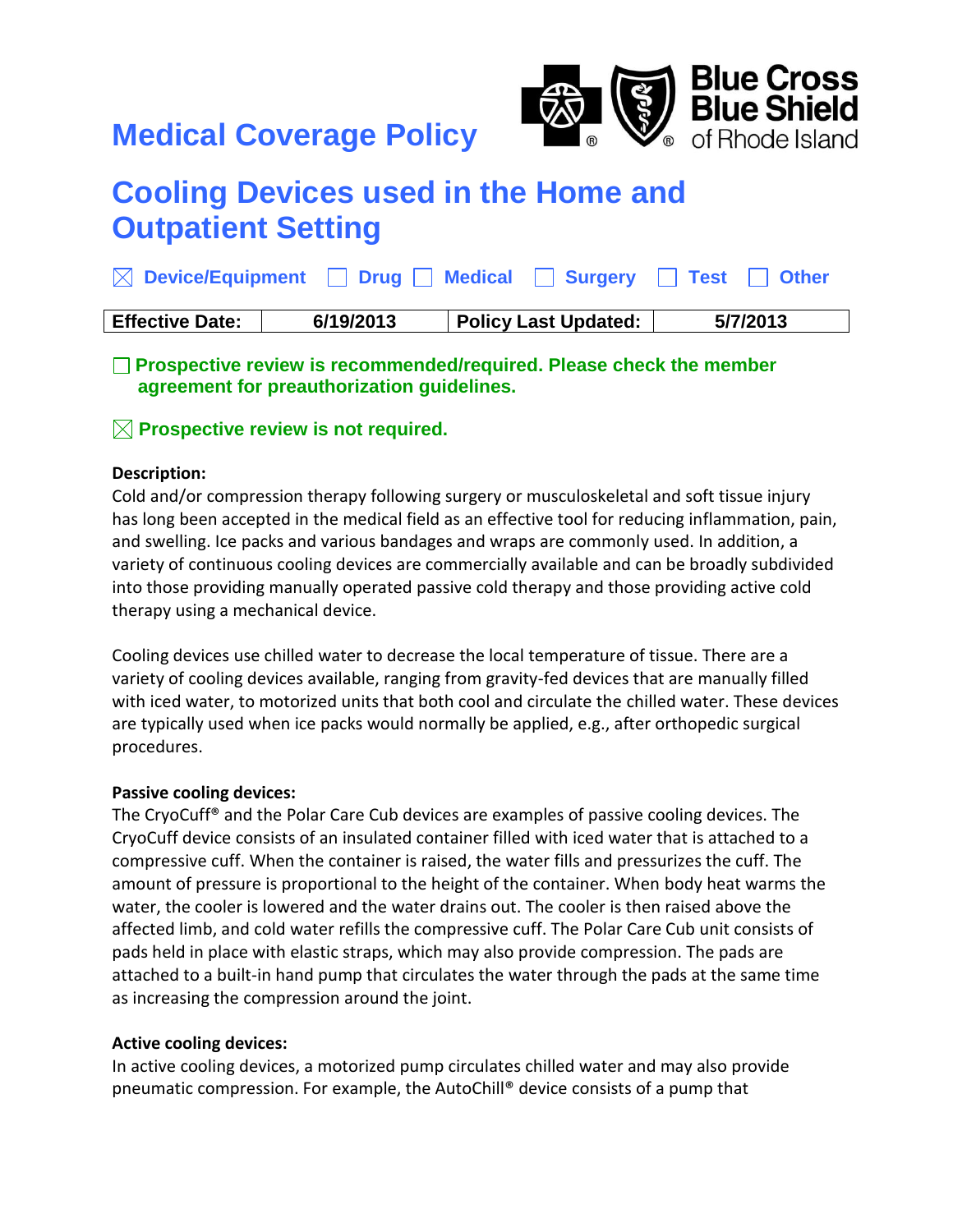# Medical Coverage Policy

Blue Cross Blue Shield of Rhode Island

# Cooling Devices used in the Home and Outpatient Setting

☒ Device/Equipment ☐ Drug ☐ Medical ☐ Surgery ☐ Test ☐ Other

| Effective Date: | 6/19/2013 | Policy Last Updated: | 5/7/2013 |
|---|---|---|---|

☐ **Prospective review is recommended/required. Please check the member agreement for preauthorization guidelines.**

☒ **Prospective review is not required.**

**Description:**

Cold and/or compression therapy following surgery or musculoskeletal and soft tissue injury has long been accepted in the medical field as an effective tool for reducing inflammation, pain, and swelling. Ice packs and various bandages and wraps are commonly used. In addition, a variety of continuous cooling devices are commercially available and can be broadly subdivided into those providing manually operated passive cold therapy and those providing active cold therapy using a mechanical device.

Cooling devices use chilled water to decrease the local temperature of tissue. There are a variety of cooling devices available, ranging from gravity-fed devices that are manually filled with iced water, to motorized units that both cool and circulate the chilled water. These devices are typically used when ice packs would normally be applied, e.g., after orthopedic surgical procedures.

**Passive cooling devices:**

The CryoCuff® and the Polar Care Cub devices are examples of passive cooling devices. The CryoCuff device consists of an insulated container filled with iced water that is attached to a compressive cuff. When the container is raised, the water fills and pressurizes the cuff. The amount of pressure is proportional to the height of the container. When body heat warms the water, the cooler is lowered and the water drains out. The cooler is then raised above the affected limb, and cold water refills the compressive cuff. The Polar Care Cub unit consists of pads held in place with elastic straps, which may also provide compression. The pads are attached to a built-in hand pump that circulates the water through the pads at the same time as increasing the compression around the joint.

**Active cooling devices:**

In active cooling devices, a motorized pump circulates chilled water and may also provide pneumatic compression. For example, the AutoChill® device consists of a pump that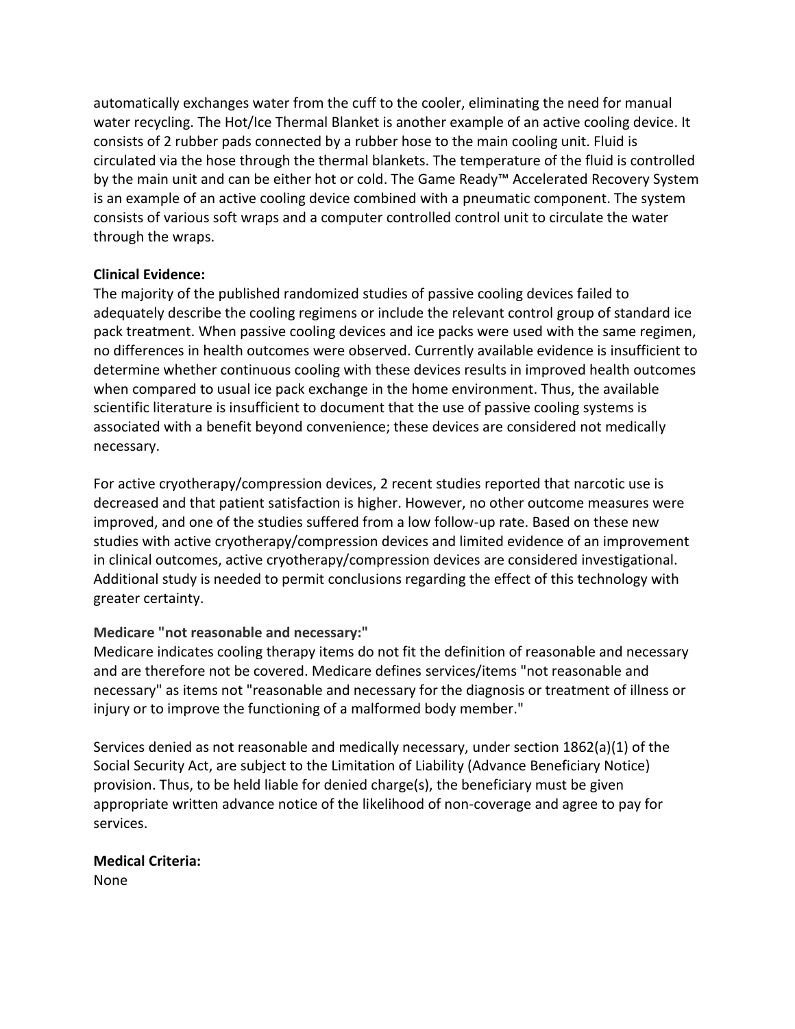automatically exchanges water from the cuff to the cooler, eliminating the need for manual water recycling. The Hot/Ice Thermal Blanket is another example of an active cooling device. It consists of 2 rubber pads connected by a rubber hose to the main cooling unit. Fluid is circulated via the hose through the thermal blankets. The temperature of the fluid is controlled by the main unit and can be either hot or cold. The Game Ready™ Accelerated Recovery System is an example of an active cooling device combined with a pneumatic component. The system consists of various soft wraps and a computer controlled control unit to circulate the water through the wraps.

**Clinical Evidence:**

The majority of the published randomized studies of passive cooling devices failed to adequately describe the cooling regimens or include the relevant control group of standard ice pack treatment. When passive cooling devices and ice packs were used with the same regimen, no differences in health outcomes were observed. Currently available evidence is insufficient to determine whether continuous cooling with these devices results in improved health outcomes when compared to usual ice pack exchange in the home environment. Thus, the available scientific literature is insufficient to document that the use of passive cooling systems is associated with a benefit beyond convenience; these devices are considered not medically necessary.

For active cryotherapy/compression devices, 2 recent studies reported that narcotic use is decreased and that patient satisfaction is higher. However, no other outcome measures were improved, and one of the studies suffered from a low follow-up rate. Based on these new studies with active cryotherapy/compression devices and limited evidence of an improvement in clinical outcomes, active cryotherapy/compression devices are considered investigational. Additional study is needed to permit conclusions regarding the effect of this technology with greater certainty.

**Medicare "not reasonable and necessary:"**

Medicare indicates cooling therapy items do not fit the definition of reasonable and necessary and are therefore not be covered. Medicare defines services/items "not reasonable and necessary" as items not "reasonable and necessary for the diagnosis or treatment of illness or injury or to improve the functioning of a malformed body member."

Services denied as not reasonable and medically necessary, under section 1862(a)(1) of the Social Security Act, are subject to the Limitation of Liability (Advance Beneficiary Notice) provision. Thus, to be held liable for denied charge(s), the beneficiary must be given appropriate written advance notice of the likelihood of non-coverage and agree to pay for services.

**Medical Criteria:**

None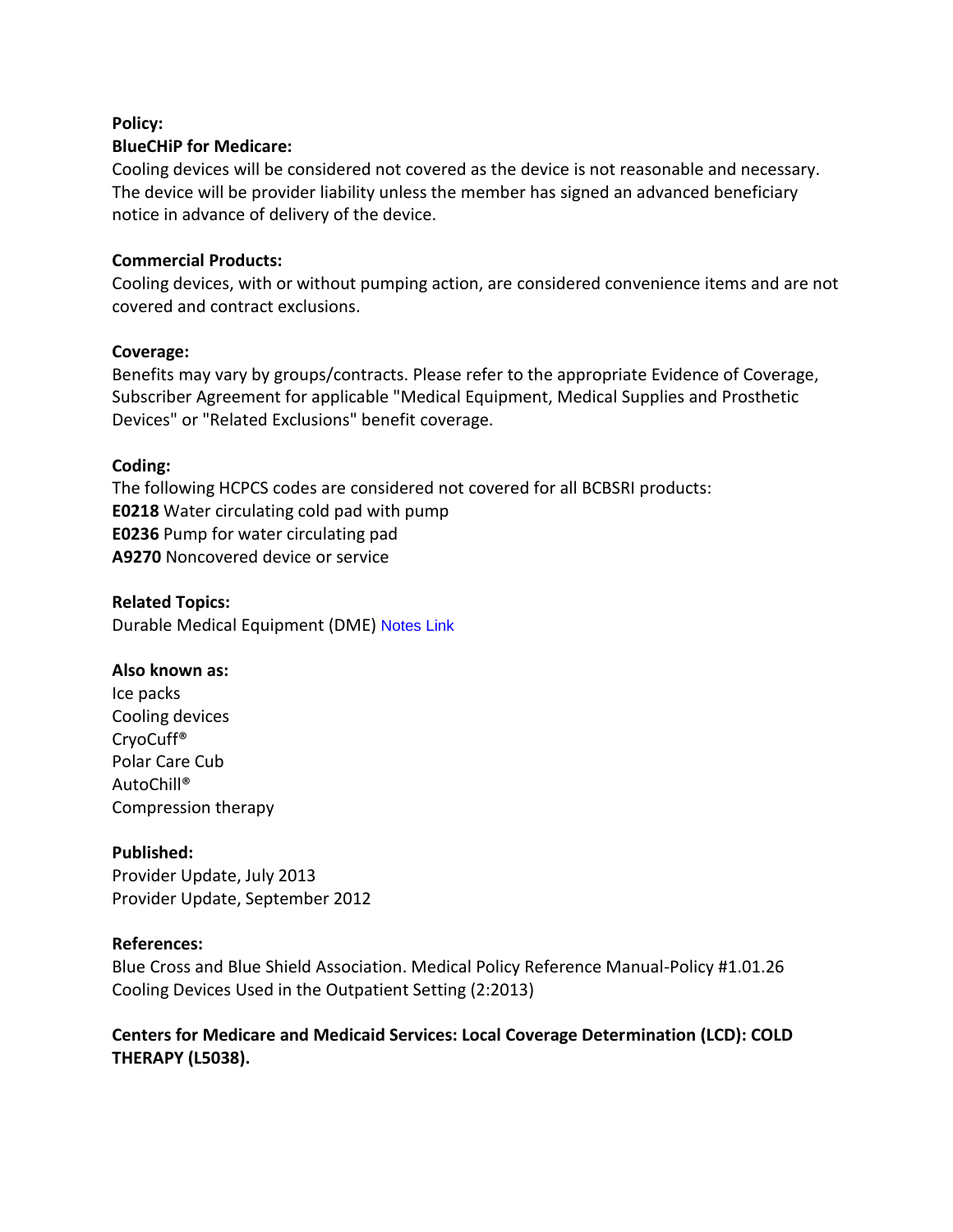**Policy:**

**BlueCHiP for Medicare:**

Cooling devices will be considered not covered as the device is not reasonable and necessary. The device will be provider liability unless the member has signed an advanced beneficiary notice in advance of delivery of the device.

**Commercial Products:**

Cooling devices, with or without pumping action, are considered convenience items and are not covered and contract exclusions.

**Coverage:**

Benefits may vary by groups/contracts. Please refer to the appropriate Evidence of Coverage, Subscriber Agreement for applicable "Medical Equipment, Medical Supplies and Prosthetic Devices" or "Related Exclusions" benefit coverage.

**Coding:**

The following HCPCS codes are considered not covered for all BCBSRI products:

**E0218** Water circulating cold pad with pump

**E0236** Pump for water circulating pad

**A9270** Noncovered device or service

**Related Topics:**

Durable Medical Equipment (DME) Notes Link

**Also known as:**

Ice packs

Cooling devices

CryoCuff®

Polar Care Cub

AutoChill®

Compression therapy

**Published:**

Provider Update, July 2013

Provider Update, September 2012

**References:**

Blue Cross and Blue Shield Association. Medical Policy Reference Manual-Policy #1.01.26 Cooling Devices Used in the Outpatient Setting (2:2013)

**Centers for Medicare and Medicaid Services: Local Coverage Determination (LCD): COLD THERAPY (L5038).**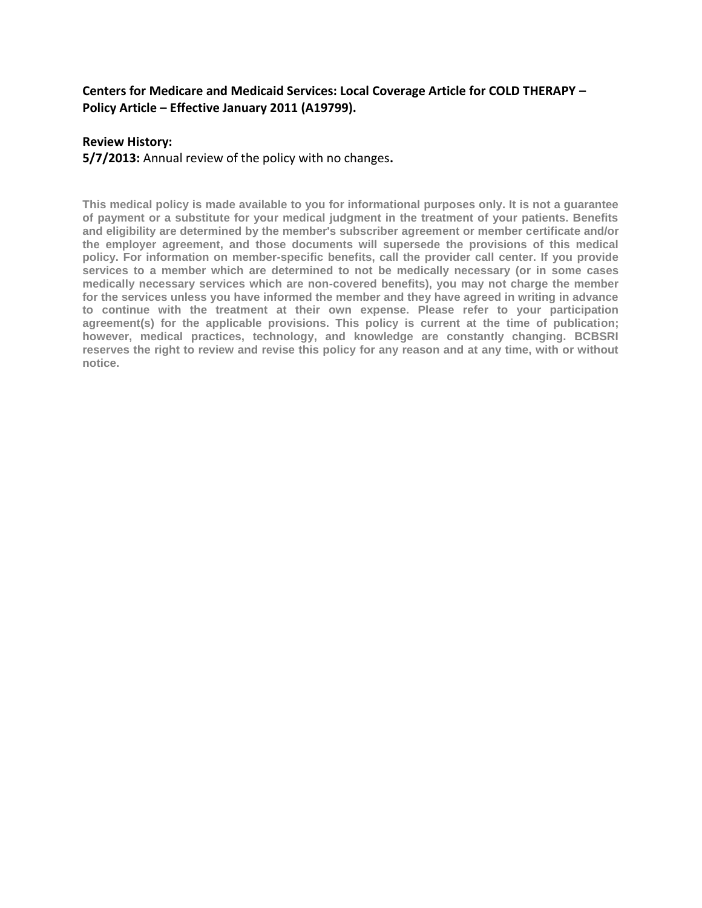**Centers for Medicare and Medicaid Services: Local Coverage Article for COLD THERAPY – Policy Article – Effective January 2011 (A19799).**

**Review History:**

**5/7/2013:** Annual review of the policy with no changes**.**

**This medical policy is made available to you for informational purposes only. It is not a guarantee of payment or a substitute for your medical judgment in the treatment of your patients. Benefits and eligibility are determined by the member's subscriber agreement or member certificate and/or the employer agreement, and those documents will supersede the provisions of this medical policy. For information on member-specific benefits, call the provider call center. If you provide services to a member which are determined to not be medically necessary (or in some cases medically necessary services which are non-covered benefits), you may not charge the member for the services unless you have informed the member and they have agreed in writing in advance to continue with the treatment at their own expense. Please refer to your participation agreement(s) for the applicable provisions. This policy is current at the time of publication; however, medical practices, technology, and knowledge are constantly changing. BCBSRI reserves the right to review and revise this policy for any reason and at any time, with or without notice.**